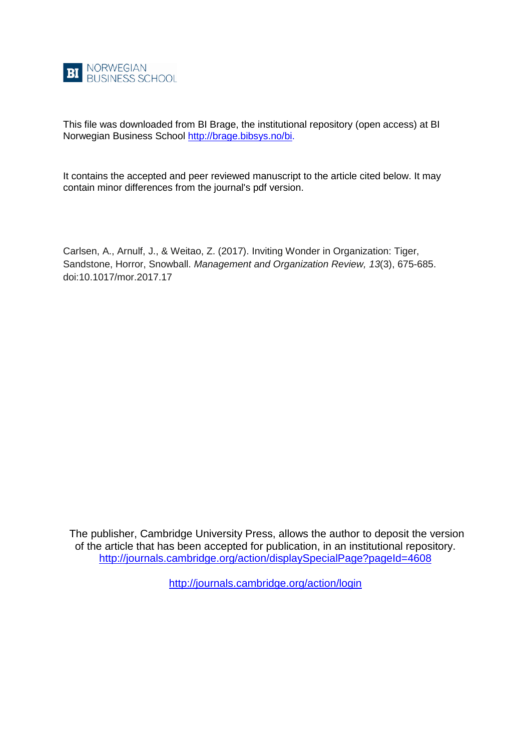NORWEGIAN BUSINESS SCHOOL

This file was downloaded from BI Brage, the institutional repository (open access) at BI Norwegian Business School http://brage.bibsys.no/bi.

It contains the accepted and peer reviewed manuscript to the article cited below. It may contain minor differences from the journal's pdf version.

Carlsen, A., Arnulf, J., & Weitao, Z. (2017). Inviting Wonder in Organization: Tiger, Sandstone, Horror, Snowball. *Management and Organization Review, 13*(3), 675-685. doi:10.1017/mor.2017.17

The publisher, Cambridge University Press, allows the author to deposit the version of the article that has been accepted for publication, in an institutional repository. http://journals.cambridge.org/action/displaySpecialPage?pageId=4608

http://journals.cambridge.org/action/login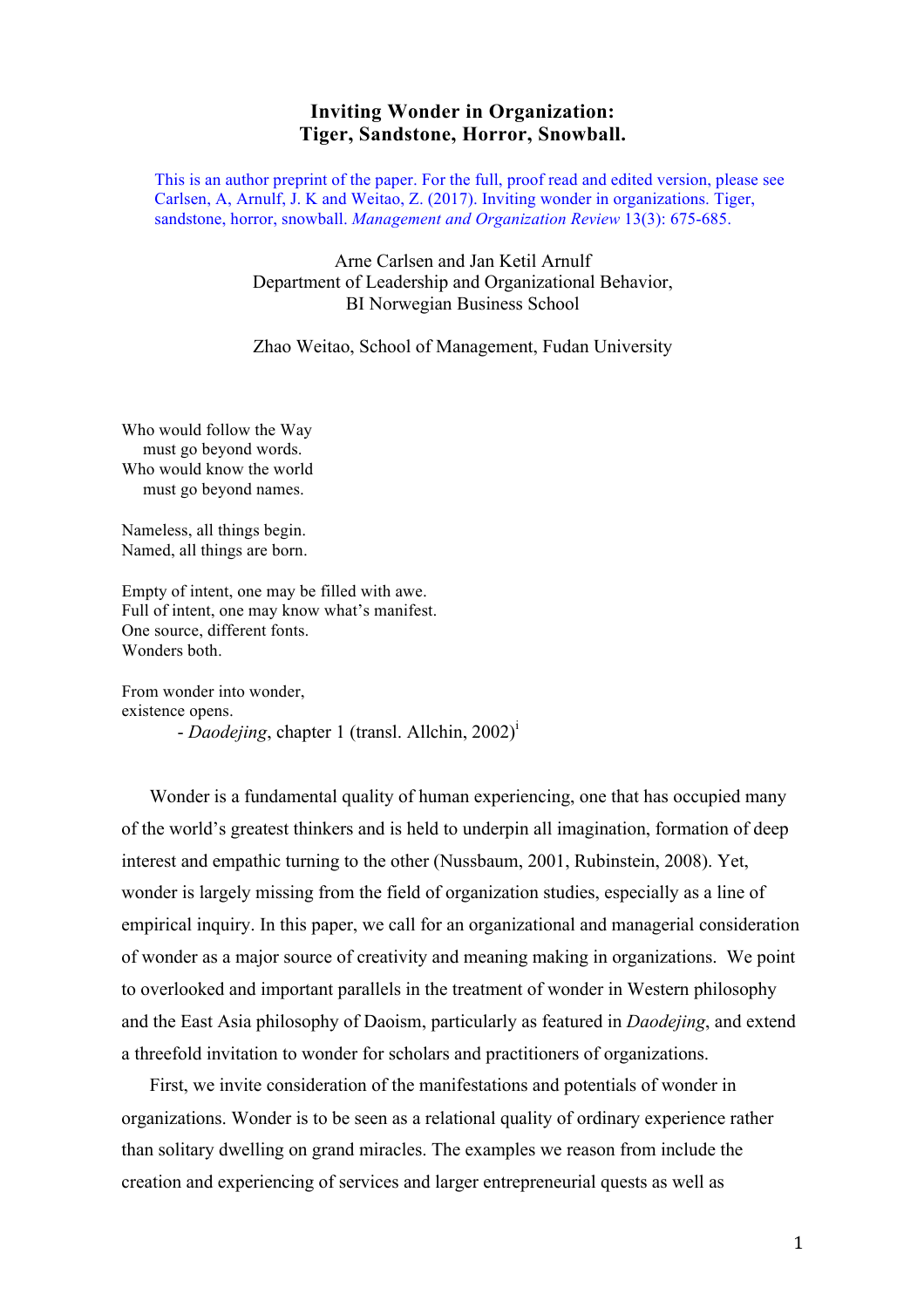# Inviting Wonder in Organization:
# Tiger, Sandstone, Horror, Snowball.

This is an author preprint of the paper. For the full, proof read and edited version, please see Carlsen, A, Arnulf, J. K and Weitao, Z. (2017). Inviting wonder in organizations. Tiger, sandstone, horror, snowball. *Management and Organization Review* 13(3): 675-685.

Arne Carlsen and Jan Ketil Arnulf
Department of Leadership and Organizational Behavior,
BI Norwegian Business School

Zhao Weitao, School of Management, Fudan University

Who would follow the Way
  must go beyond words.
Who would know the world
  must go beyond names.

Nameless, all things begin.
Named, all things are born.

Empty of intent, one may be filled with awe.
Full of intent, one may know what's manifest.
One source, different fonts.
Wonders both.

From wonder into wonder,
existence opens.
  - *Daodejing*, chapter 1 (transl. Allchin, 2002)[i]

Wonder is a fundamental quality of human experiencing, one that has occupied many of the world's greatest thinkers and is held to underpin all imagination, formation of deep interest and empathic turning to the other (Nussbaum, 2001, Rubinstein, 2008). Yet, wonder is largely missing from the field of organization studies, especially as a line of empirical inquiry. In this paper, we call for an organizational and managerial consideration of wonder as a major source of creativity and meaning making in organizations. We point to overlooked and important parallels in the treatment of wonder in Western philosophy and the East Asia philosophy of Daoism, particularly as featured in *Daodejing*, and extend a threefold invitation to wonder for scholars and practitioners of organizations.

First, we invite consideration of the manifestations and potentials of wonder in organizations. Wonder is to be seen as a relational quality of ordinary experience rather than solitary dwelling on grand miracles. The examples we reason from include the creation and experiencing of services and larger entrepreneurial quests as well as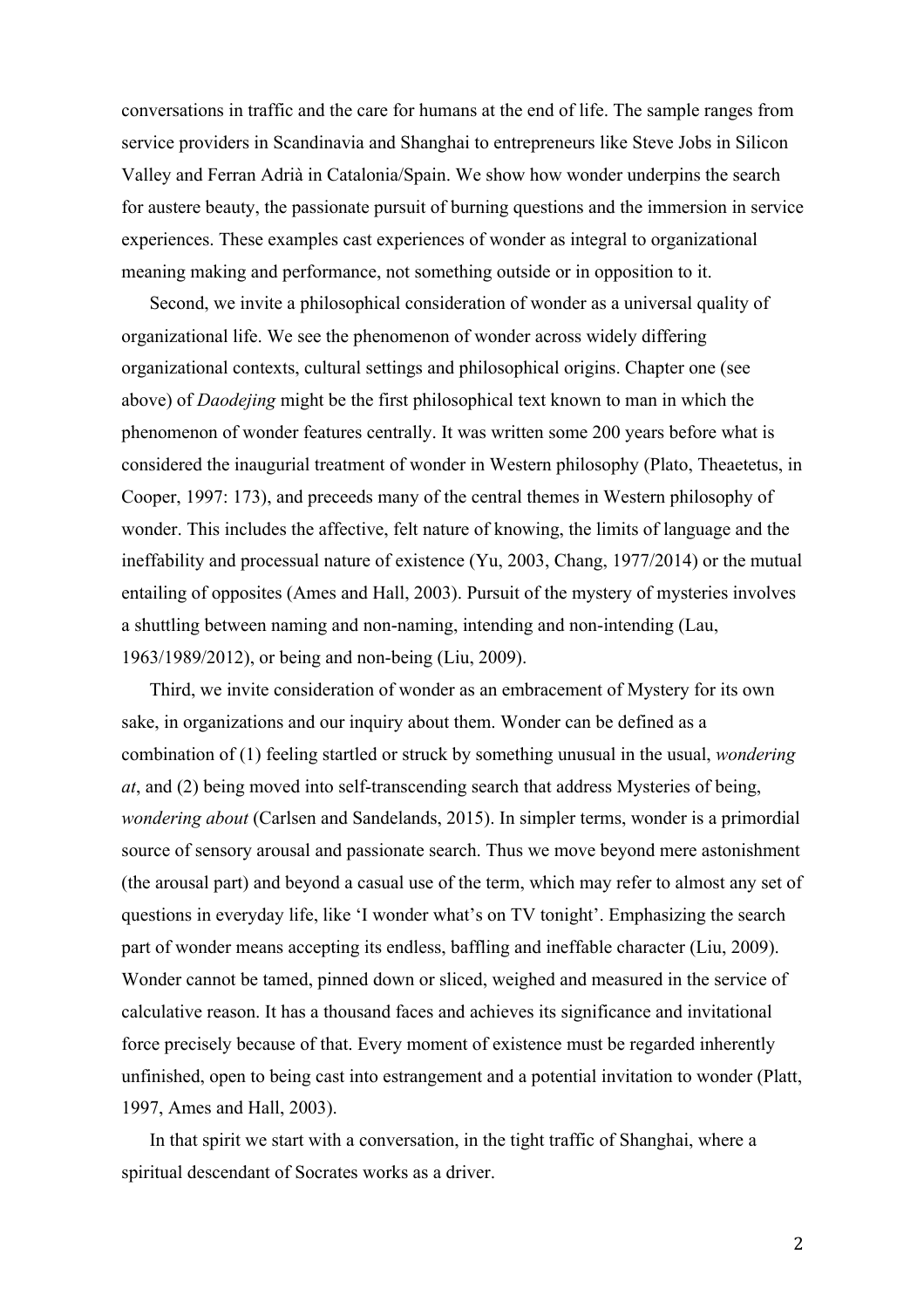conversations in traffic and the care for humans at the end of life. The sample ranges from service providers in Scandinavia and Shanghai to entrepreneurs like Steve Jobs in Silicon Valley and Ferran Adrià in Catalonia/Spain. We show how wonder underpins the search for austere beauty, the passionate pursuit of burning questions and the immersion in service experiences. These examples cast experiences of wonder as integral to organizational meaning making and performance, not something outside or in opposition to it.

Second, we invite a philosophical consideration of wonder as a universal quality of organizational life. We see the phenomenon of wonder across widely differing organizational contexts, cultural settings and philosophical origins. Chapter one (see above) of *Daodejing* might be the first philosophical text known to man in which the phenomenon of wonder features centrally. It was written some 200 years before what is considered the inaugurial treatment of wonder in Western philosophy (Plato, Theaetetus, in Cooper, 1997: 173), and preceeds many of the central themes in Western philosophy of wonder. This includes the affective, felt nature of knowing, the limits of language and the ineffability and processual nature of existence (Yu, 2003, Chang, 1977/2014) or the mutual entailing of opposites (Ames and Hall, 2003). Pursuit of the mystery of mysteries involves a shuttling between naming and non-naming, intending and non-intending (Lau, 1963/1989/2012), or being and non-being (Liu, 2009).

Third, we invite consideration of wonder as an embracement of Mystery for its own sake, in organizations and our inquiry about them. Wonder can be defined as a combination of (1) feeling startled or struck by something unusual in the usual, *wondering at*, and (2) being moved into self-transcending search that address Mysteries of being, *wondering about* (Carlsen and Sandelands, 2015). In simpler terms, wonder is a primordial source of sensory arousal and passionate search. Thus we move beyond mere astonishment (the arousal part) and beyond a casual use of the term, which may refer to almost any set of questions in everyday life, like 'I wonder what's on TV tonight'. Emphasizing the search part of wonder means accepting its endless, baffling and ineffable character (Liu, 2009). Wonder cannot be tamed, pinned down or sliced, weighed and measured in the service of calculative reason. It has a thousand faces and achieves its significance and invitational force precisely because of that. Every moment of existence must be regarded inherently unfinished, open to being cast into estrangement and a potential invitation to wonder (Platt, 1997, Ames and Hall, 2003).

In that spirit we start with a conversation, in the tight traffic of Shanghai, where a spiritual descendant of Socrates works as a driver.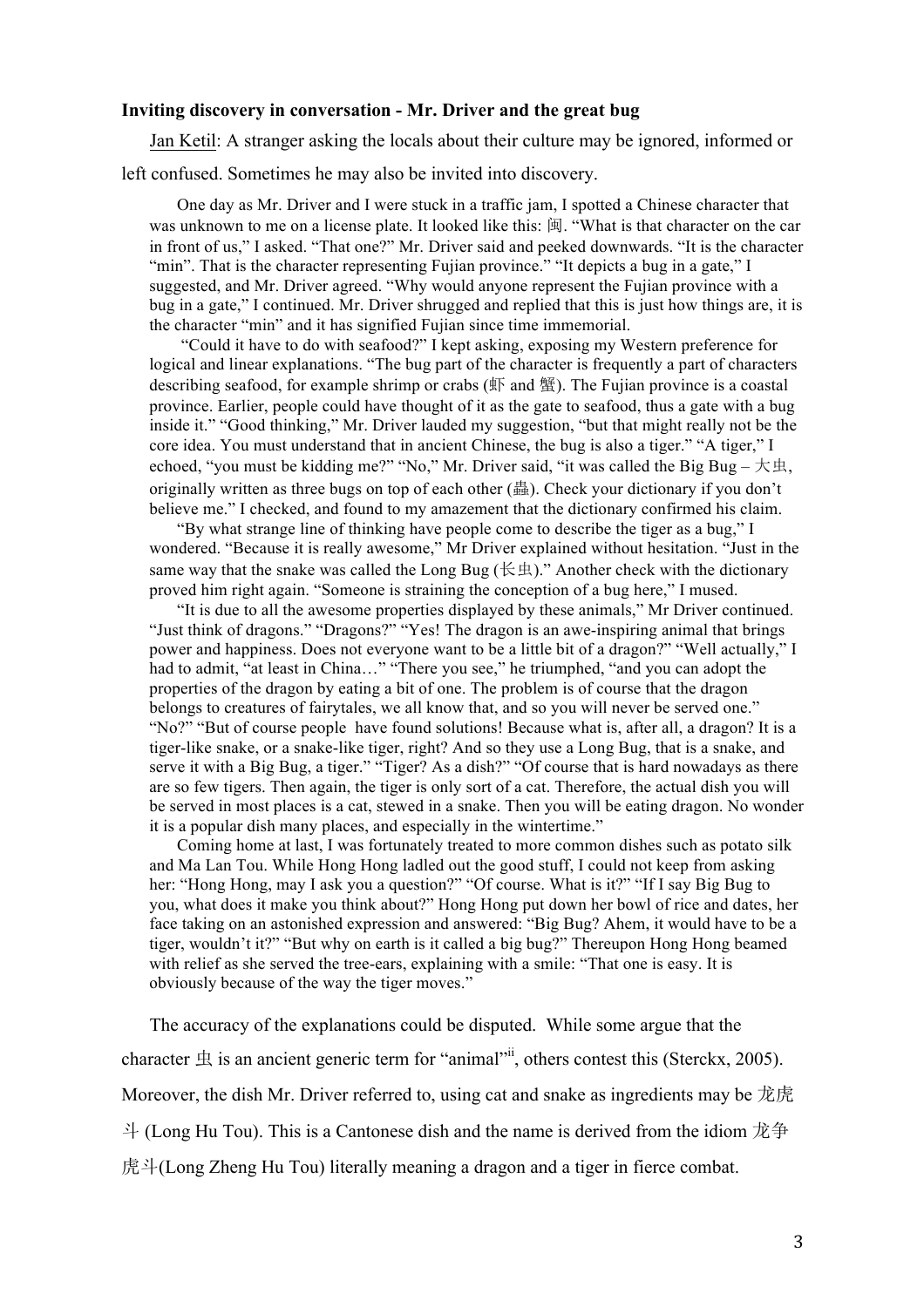**Inviting discovery in conversation - Mr. Driver and the great bug**

Jan Ketil: A stranger asking the locals about their culture may be ignored, informed or left confused. Sometimes he may also be invited into discovery.

> One day as Mr. Driver and I were stuck in a traffic jam, I spotted a Chinese character that was unknown to me on a license plate. It looked like this: 闽. "What is that character on the car in front of us," I asked. "That one?" Mr. Driver said and peeked downwards. "It is the character "min". That is the character representing Fujian province." "It depicts a bug in a gate," I suggested, and Mr. Driver agreed. "Why would anyone represent the Fujian province with a bug in a gate," I continued. Mr. Driver shrugged and replied that this is just how things are, it is the character "min" and it has signified Fujian since time immemorial.
>
> "Could it have to do with seafood?" I kept asking, exposing my Western preference for logical and linear explanations. "The bug part of the character is frequently a part of characters describing seafood, for example shrimp or crabs (虾 and 蟹). The Fujian province is a coastal province. Earlier, people could have thought of it as the gate to seafood, thus a gate with a bug inside it." "Good thinking," Mr. Driver lauded my suggestion, "but that might really not be the core idea. You must understand that in ancient Chinese, the bug is also a tiger." "A tiger," I echoed, "you must be kidding me?" "No," Mr. Driver said, "it was called the Big Bug – 大虫, originally written as three bugs on top of each other (蟲). Check your dictionary if you don't believe me." I checked, and found to my amazement that the dictionary confirmed his claim.
>
> "By what strange line of thinking have people come to describe the tiger as a bug," I wondered. "Because it is really awesome," Mr Driver explained without hesitation. "Just in the same way that the snake was called the Long Bug (长虫)." Another check with the dictionary proved him right again. "Someone is straining the conception of a bug here," I mused.
>
> "It is due to all the awesome properties displayed by these animals," Mr Driver continued. "Just think of dragons." "Dragons?" "Yes! The dragon is an awe-inspiring animal that brings power and happiness. Does not everyone want to be a little bit of a dragon?" "Well actually," I had to admit, "at least in China…" "There you see," he triumphed, "and you can adopt the properties of the dragon by eating a bit of one. The problem is of course that the dragon belongs to creatures of fairytales, we all know that, and so you will never be served one." "No?" "But of course people have found solutions! Because what is, after all, a dragon? It is a tiger-like snake, or a snake-like tiger, right? And so they use a Long Bug, that is a snake, and serve it with a Big Bug, a tiger." "Tiger? As a dish?" "Of course that is hard nowadays as there are so few tigers. Then again, the tiger is only sort of a cat. Therefore, the actual dish you will be served in most places is a cat, stewed in a snake. Then you will be eating dragon. No wonder it is a popular dish many places, and especially in the wintertime."
>
> Coming home at last, I was fortunately treated to more common dishes such as potato silk and Ma Lan Tou. While Hong Hong ladled out the good stuff, I could not keep from asking her: "Hong Hong, may I ask you a question?" "Of course. What is it?" "If I say Big Bug to you, what does it make you think about?" Hong Hong put down her bowl of rice and dates, her face taking on an astonished expression and answered: "Big Bug? Ahem, it would have to be a tiger, wouldn't it?" "But why on earth is it called a big bug?" Thereupon Hong Hong beamed with relief as she served the tree-ears, explaining with a smile: "That one is easy. It is obviously because of the way the tiger moves."

The accuracy of the explanations could be disputed. While some argue that the character 虫 is an ancient generic term for "animal"[ii], others contest this (Sterckx, 2005). Moreover, the dish Mr. Driver referred to, using cat and snake as ingredients may be 龙虎斗 (Long Hu Tou). This is a Cantonese dish and the name is derived from the idiom 龙争虎斗(Long Zheng Hu Tou) literally meaning a dragon and a tiger in fierce combat.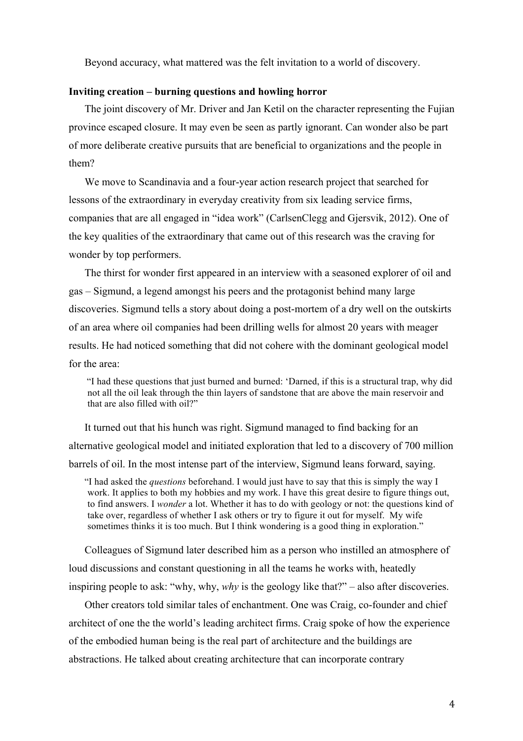Beyond accuracy, what mattered was the felt invitation to a world of discovery.

**Inviting creation – burning questions and howling horror**

The joint discovery of Mr. Driver and Jan Ketil on the character representing the Fujian province escaped closure. It may even be seen as partly ignorant. Can wonder also be part of more deliberate creative pursuits that are beneficial to organizations and the people in them?

We move to Scandinavia and a four-year action research project that searched for lessons of the extraordinary in everyday creativity from six leading service firms, companies that are all engaged in "idea work" (CarlsenClegg and Gjersvik, 2012). One of the key qualities of the extraordinary that came out of this research was the craving for wonder by top performers.

The thirst for wonder first appeared in an interview with a seasoned explorer of oil and gas – Sigmund, a legend amongst his peers and the protagonist behind many large discoveries. Sigmund tells a story about doing a post-mortem of a dry well on the outskirts of an area where oil companies had been drilling wells for almost 20 years with meager results. He had noticed something that did not cohere with the dominant geological model for the area:

> "I had these questions that just burned and burned: 'Darned, if this is a structural trap, why did not all the oil leak through the thin layers of sandstone that are above the main reservoir and that are also filled with oil?"

It turned out that his hunch was right. Sigmund managed to find backing for an alternative geological model and initiated exploration that led to a discovery of 700 million barrels of oil. In the most intense part of the interview, Sigmund leans forward, saying.

> "I had asked the *questions* beforehand. I would just have to say that this is simply the way I work. It applies to both my hobbies and my work. I have this great desire to figure things out, to find answers. I *wonder* a lot. Whether it has to do with geology or not: the questions kind of take over, regardless of whether I ask others or try to figure it out for myself. My wife sometimes thinks it is too much. But I think wondering is a good thing in exploration."

Colleagues of Sigmund later described him as a person who instilled an atmosphere of loud discussions and constant questioning in all the teams he works with, heatedly inspiring people to ask: "why, why, *why* is the geology like that?" – also after discoveries.

Other creators told similar tales of enchantment. One was Craig, co-founder and chief architect of one the the world's leading architect firms. Craig spoke of how the experience of the embodied human being is the real part of architecture and the buildings are abstractions. He talked about creating architecture that can incorporate contrary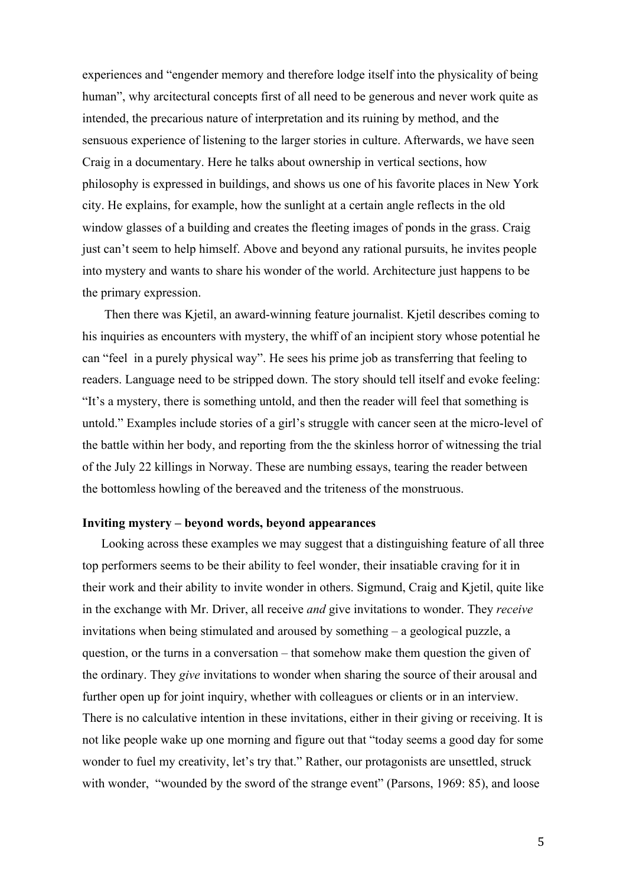experiences and "engender memory and therefore lodge itself into the physicality of being human", why arictectural concepts first of all need to be generous and never work quite as intended, the precarious nature of interpretation and its ruining by method, and the sensuous experience of listening to the larger stories in culture. Afterwards, we have seen Craig in a documentary. Here he talks about ownership in vertical sections, how philosophy is expressed in buildings, and shows us one of his favorite places in New York city. He explains, for example, how the sunlight at a certain angle reflects in the old window glasses of a building and creates the fleeting images of ponds in the grass. Craig just can't seem to help himself. Above and beyond any rational pursuits, he invites people into mystery and wants to share his wonder of the world. Architecture just happens to be the primary expression.

Then there was Kjetil, an award-winning feature journalist. Kjetil describes coming to his inquiries as encounters with mystery, the whiff of an incipient story whose potential he can "feel in a purely physical way". He sees his prime job as transferring that feeling to readers. Language need to be stripped down. The story should tell itself and evoke feeling: "It's a mystery, there is something untold, and then the reader will feel that something is untold." Examples include stories of a girl's struggle with cancer seen at the micro-level of the battle within her body, and reporting from the the skinless horror of witnessing the trial of the July 22 killings in Norway. These are numbing essays, tearing the reader between the bottomless howling of the bereaved and the triteness of the monstruous.

**Inviting mystery – beyond words, beyond appearances**

Looking across these examples we may suggest that a distinguishing feature of all three top performers seems to be their ability to feel wonder, their insatiable craving for it in their work and their ability to invite wonder in others. Sigmund, Craig and Kjetil, quite like in the exchange with Mr. Driver, all receive *and* give invitations to wonder. They *receive* invitations when being stimulated and aroused by something – a geological puzzle, a question, or the turns in a conversation – that somehow make them question the given of the ordinary. They *give* invitations to wonder when sharing the source of their arousal and further open up for joint inquiry, whether with colleagues or clients or in an interview. There is no calculative intention in these invitations, either in their giving or receiving. It is not like people wake up one morning and figure out that "today seems a good day for some wonder to fuel my creativity, let's try that." Rather, our protagonists are unsettled, struck with wonder, "wounded by the sword of the strange event" (Parsons, 1969: 85), and loose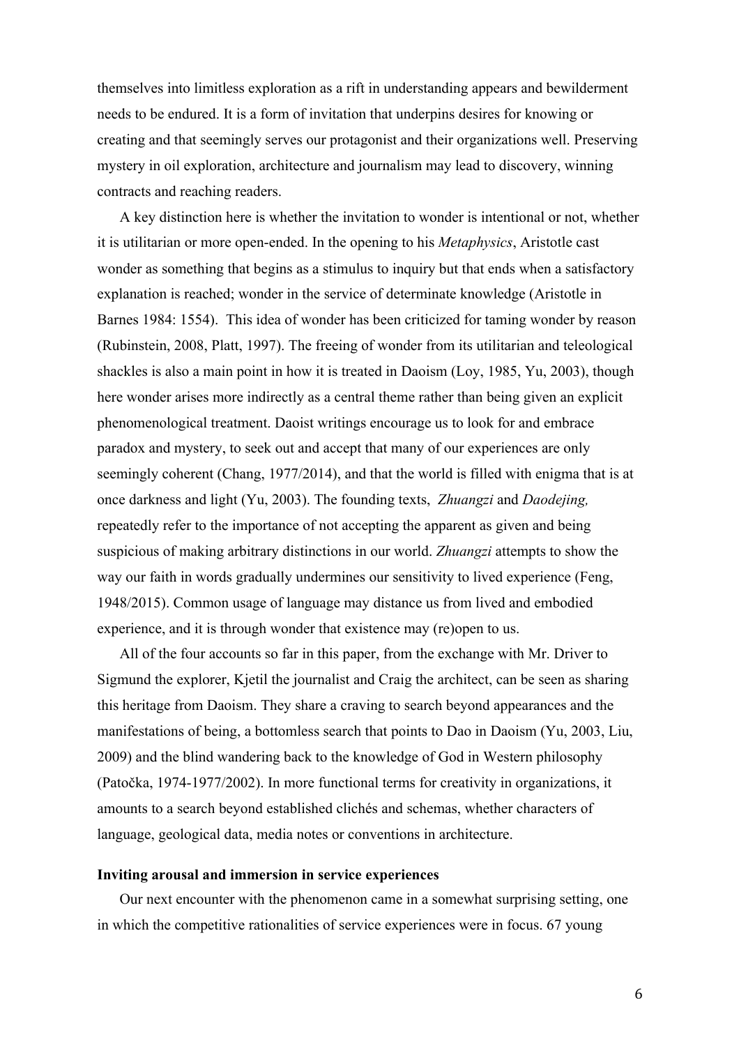themselves into limitless exploration as a rift in understanding appears and bewilderment needs to be endured. It is a form of invitation that underpins desires for knowing or creating and that seemingly serves our protagonist and their organizations well. Preserving mystery in oil exploration, architecture and journalism may lead to discovery, winning contracts and reaching readers.

A key distinction here is whether the invitation to wonder is intentional or not, whether it is utilitarian or more open-ended. In the opening to his *Metaphysics*, Aristotle cast wonder as something that begins as a stimulus to inquiry but that ends when a satisfactory explanation is reached; wonder in the service of determinate knowledge (Aristotle in Barnes 1984: 1554). This idea of wonder has been criticized for taming wonder by reason (Rubinstein, 2008, Platt, 1997). The freeing of wonder from its utilitarian and teleological shackles is also a main point in how it is treated in Daoism (Loy, 1985, Yu, 2003), though here wonder arises more indirectly as a central theme rather than being given an explicit phenomenological treatment. Daoist writings encourage us to look for and embrace paradox and mystery, to seek out and accept that many of our experiences are only seemingly coherent (Chang, 1977/2014), and that the world is filled with enigma that is at once darkness and light (Yu, 2003). The founding texts, *Zhuangzi* and *Daodejing,* repeatedly refer to the importance of not accepting the apparent as given and being suspicious of making arbitrary distinctions in our world. *Zhuangzi* attempts to show the way our faith in words gradually undermines our sensitivity to lived experience (Feng, 1948/2015). Common usage of language may distance us from lived and embodied experience, and it is through wonder that existence may (re)open to us.

All of the four accounts so far in this paper, from the exchange with Mr. Driver to Sigmund the explorer, Kjetil the journalist and Craig the architect, can be seen as sharing this heritage from Daoism. They share a craving to search beyond appearances and the manifestations of being, a bottomless search that points to Dao in Daoism (Yu, 2003, Liu, 2009) and the blind wandering back to the knowledge of God in Western philosophy (Patočka, 1974-1977/2002). In more functional terms for creativity in organizations, it amounts to a search beyond established clichés and schemas, whether characters of language, geological data, media notes or conventions in architecture.

**Inviting arousal and immersion in service experiences**

Our next encounter with the phenomenon came in a somewhat surprising setting, one in which the competitive rationalities of service experiences were in focus. 67 young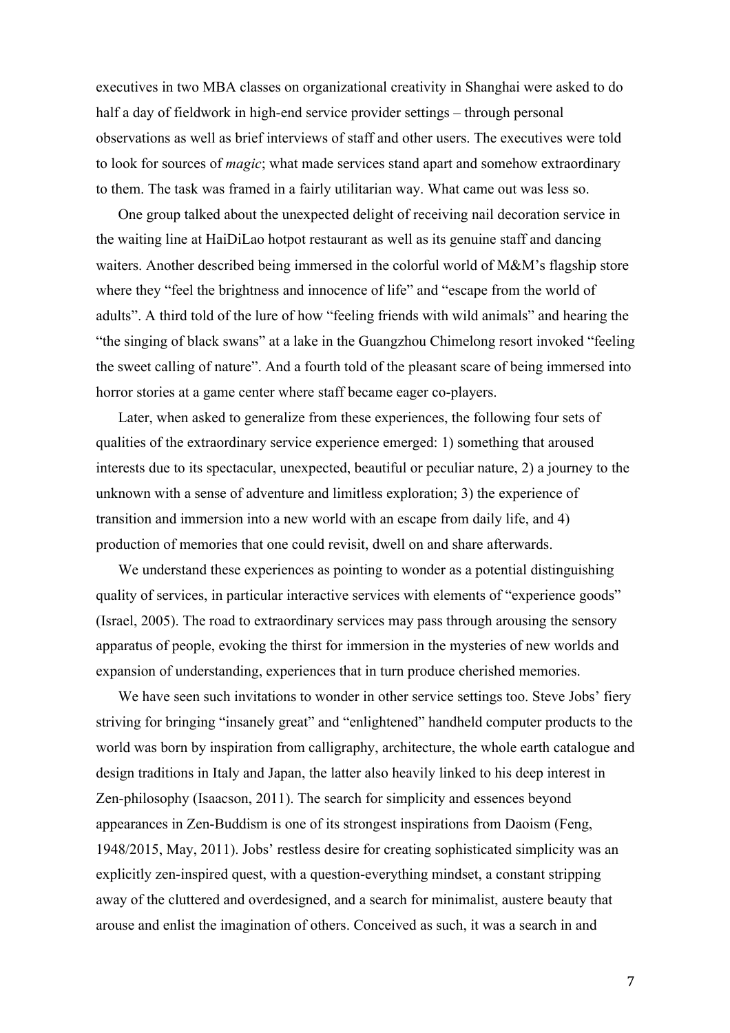executives in two MBA classes on organizational creativity in Shanghai were asked to do half a day of fieldwork in high-end service provider settings – through personal observations as well as brief interviews of staff and other users. The executives were told to look for sources of *magic*; what made services stand apart and somehow extraordinary to them. The task was framed in a fairly utilitarian way. What came out was less so.

One group talked about the unexpected delight of receiving nail decoration service in the waiting line at HaiDiLao hotpot restaurant as well as its genuine staff and dancing waiters. Another described being immersed in the colorful world of M&M's flagship store where they "feel the brightness and innocence of life" and "escape from the world of adults". A third told of the lure of how "feeling friends with wild animals" and hearing the "the singing of black swans" at a lake in the Guangzhou Chimelong resort invoked "feeling the sweet calling of nature". And a fourth told of the pleasant scare of being immersed into horror stories at a game center where staff became eager co-players.

Later, when asked to generalize from these experiences, the following four sets of qualities of the extraordinary service experience emerged: 1) something that aroused interests due to its spectacular, unexpected, beautiful or peculiar nature, 2) a journey to the unknown with a sense of adventure and limitless exploration; 3) the experience of transition and immersion into a new world with an escape from daily life, and 4) production of memories that one could revisit, dwell on and share afterwards.

We understand these experiences as pointing to wonder as a potential distinguishing quality of services, in particular interactive services with elements of "experience goods" (Israel, 2005). The road to extraordinary services may pass through arousing the sensory apparatus of people, evoking the thirst for immersion in the mysteries of new worlds and expansion of understanding, experiences that in turn produce cherished memories.

We have seen such invitations to wonder in other service settings too. Steve Jobs' fiery striving for bringing "insanely great" and "enlightened" handheld computer products to the world was born by inspiration from calligraphy, architecture, the whole earth catalogue and design traditions in Italy and Japan, the latter also heavily linked to his deep interest in Zen-philosophy (Isaacson, 2011). The search for simplicity and essences beyond appearances in Zen-Buddism is one of its strongest inspirations from Daoism (Feng, 1948/2015, May, 2011). Jobs' restless desire for creating sophisticated simplicity was an explicitly zen-inspired quest, with a question-everything mindset, a constant stripping away of the cluttered and overdesigned, and a search for minimalist, austere beauty that arouse and enlist the imagination of others. Conceived as such, it was a search in and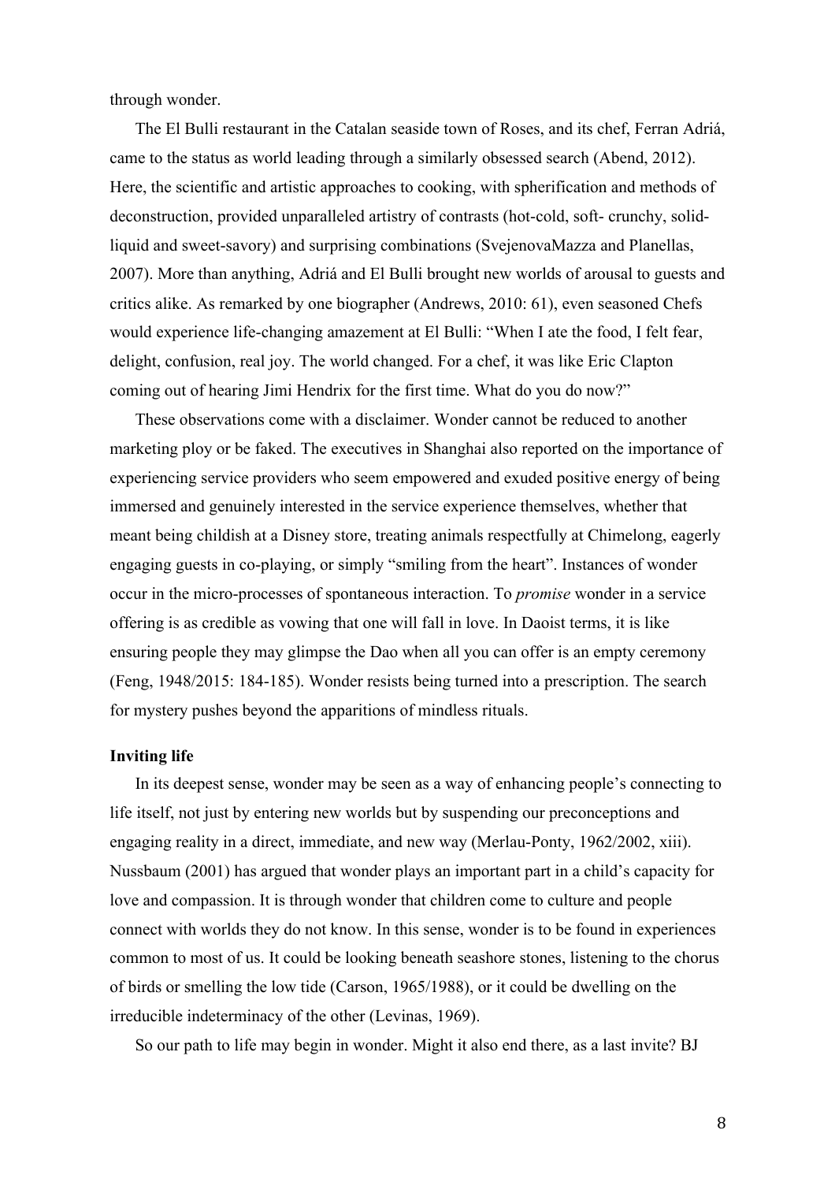through wonder.

The El Bulli restaurant in the Catalan seaside town of Roses, and its chef, Ferran Adriá, came to the status as world leading through a similarly obsessed search (Abend, 2012). Here, the scientific and artistic approaches to cooking, with spherification and methods of deconstruction, provided unparalleled artistry of contrasts (hot-cold, soft- crunchy, solid-liquid and sweet-savory) and surprising combinations (SvejenovaMazza and Planellas, 2007). More than anything, Adriá and El Bulli brought new worlds of arousal to guests and critics alike. As remarked by one biographer (Andrews, 2010: 61), even seasoned Chefs would experience life-changing amazement at El Bulli: "When I ate the food, I felt fear, delight, confusion, real joy. The world changed. For a chef, it was like Eric Clapton coming out of hearing Jimi Hendrix for the first time. What do you do now?"

These observations come with a disclaimer. Wonder cannot be reduced to another marketing ploy or be faked. The executives in Shanghai also reported on the importance of experiencing service providers who seem empowered and exuded positive energy of being immersed and genuinely interested in the service experience themselves, whether that meant being childish at a Disney store, treating animals respectfully at Chimelong, eagerly engaging guests in co-playing, or simply "smiling from the heart". Instances of wonder occur in the micro-processes of spontaneous interaction. To *promise* wonder in a service offering is as credible as vowing that one will fall in love. In Daoist terms, it is like ensuring people they may glimpse the Dao when all you can offer is an empty ceremony (Feng, 1948/2015: 184-185). Wonder resists being turned into a prescription. The search for mystery pushes beyond the apparitions of mindless rituals.

**Inviting life**

In its deepest sense, wonder may be seen as a way of enhancing people's connecting to life itself, not just by entering new worlds but by suspending our preconceptions and engaging reality in a direct, immediate, and new way (Merlau-Ponty, 1962/2002, xiii). Nussbaum (2001) has argued that wonder plays an important part in a child's capacity for love and compassion. It is through wonder that children come to culture and people connect with worlds they do not know. In this sense, wonder is to be found in experiences common to most of us. It could be looking beneath seashore stones, listening to the chorus of birds or smelling the low tide (Carson, 1965/1988), or it could be dwelling on the irreducible indeterminacy of the other (Levinas, 1969).

So our path to life may begin in wonder. Might it also end there, as a last invite? BJ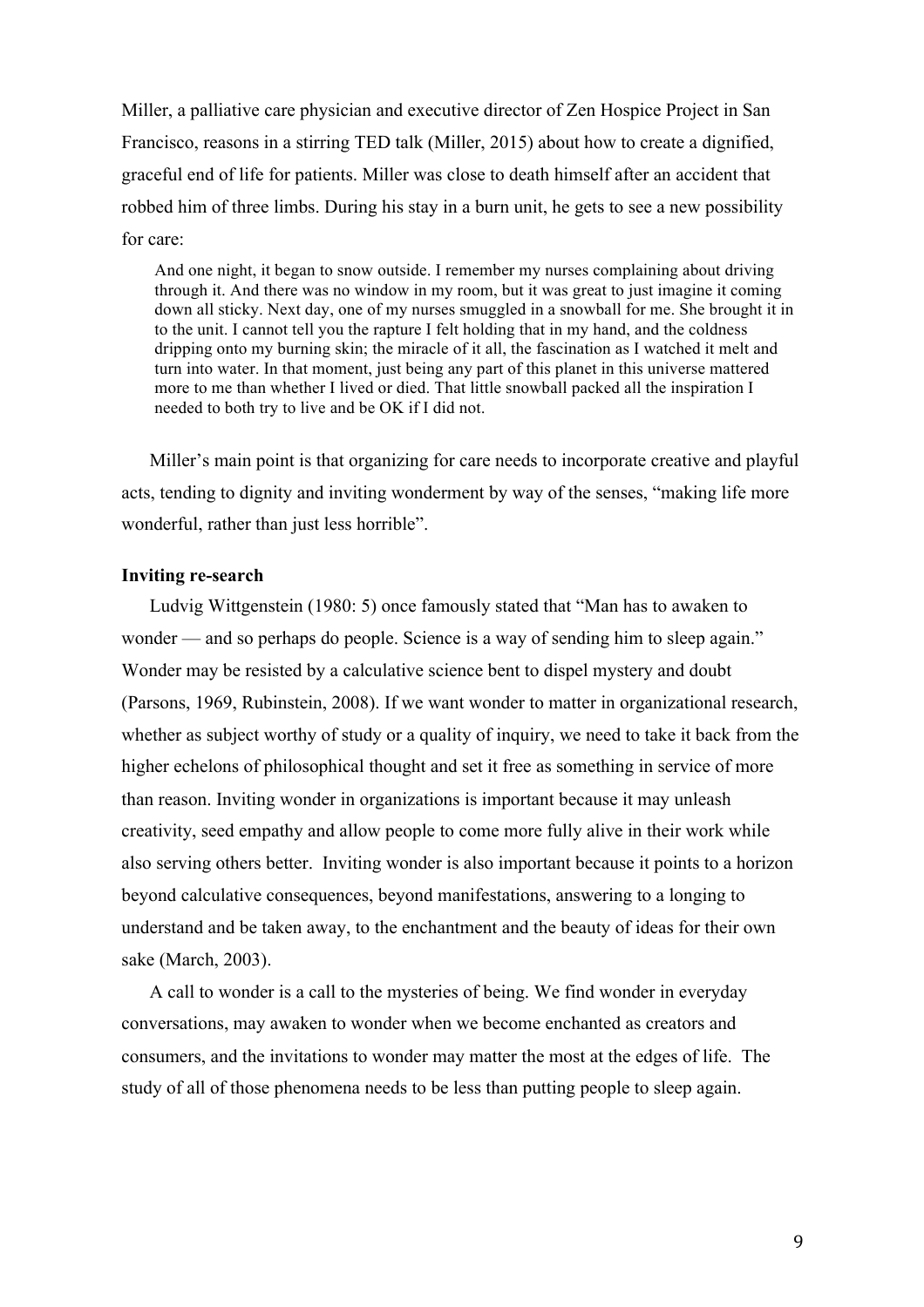Miller, a palliative care physician and executive director of Zen Hospice Project in San Francisco, reasons in a stirring TED talk (Miller, 2015) about how to create a dignified, graceful end of life for patients. Miller was close to death himself after an accident that robbed him of three limbs. During his stay in a burn unit, he gets to see a new possibility for care:

> And one night, it began to snow outside. I remember my nurses complaining about driving through it. And there was no window in my room, but it was great to just imagine it coming down all sticky. Next day, one of my nurses smuggled in a snowball for me. She brought it in to the unit. I cannot tell you the rapture I felt holding that in my hand, and the coldness dripping onto my burning skin; the miracle of it all, the fascination as I watched it melt and turn into water. In that moment, just being any part of this planet in this universe mattered more to me than whether I lived or died. That little snowball packed all the inspiration I needed to both try to live and be OK if I did not.

Miller's main point is that organizing for care needs to incorporate creative and playful acts, tending to dignity and inviting wonderment by way of the senses, "making life more wonderful, rather than just less horrible".

**Inviting re-search**

Ludvig Wittgenstein (1980: 5) once famously stated that "Man has to awaken to wonder — and so perhaps do people. Science is a way of sending him to sleep again." Wonder may be resisted by a calculative science bent to dispel mystery and doubt (Parsons, 1969, Rubinstein, 2008). If we want wonder to matter in organizational research, whether as subject worthy of study or a quality of inquiry, we need to take it back from the higher echelons of philosophical thought and set it free as something in service of more than reason. Inviting wonder in organizations is important because it may unleash creativity, seed empathy and allow people to come more fully alive in their work while also serving others better. Inviting wonder is also important because it points to a horizon beyond calculative consequences, beyond manifestations, answering to a longing to understand and be taken away, to the enchantment and the beauty of ideas for their own sake (March, 2003).

A call to wonder is a call to the mysteries of being. We find wonder in everyday conversations, may awaken to wonder when we become enchanted as creators and consumers, and the invitations to wonder may matter the most at the edges of life. The study of all of those phenomena needs to be less than putting people to sleep again.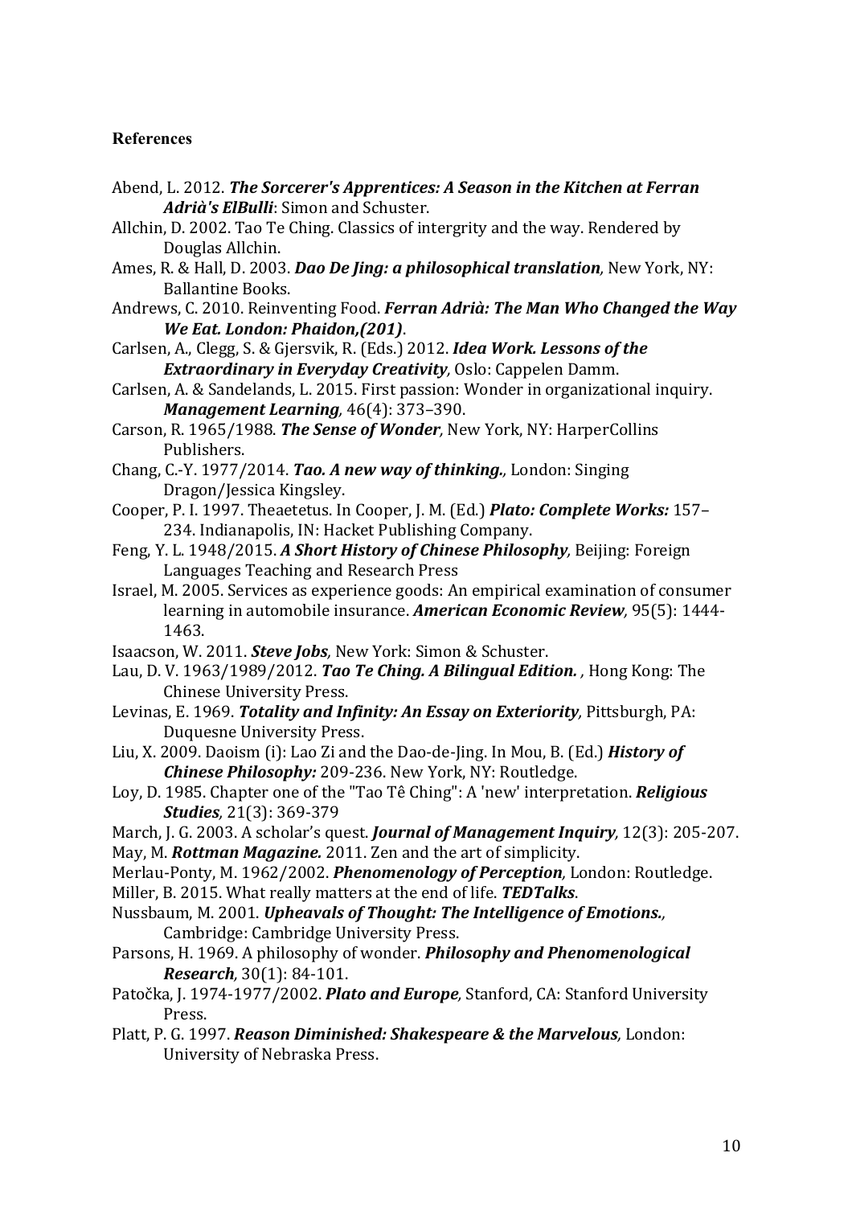**References**

Abend, L. 2012. ***The Sorcerer's Apprentices: A Season in the Kitchen at Ferran Adrià's ElBulli***: Simon and Schuster.

Allchin, D. 2002. Tao Te Ching. Classics of intergrity and the way. Rendered by Douglas Allchin.

Ames, R. & Hall, D. 2003. ***Dao De Jing: a philosophical translation,*** New York, NY: Ballantine Books.

Andrews, C. 2010. Reinventing Food. ***Ferran Adrià: The Man Who Changed the Way We Eat. London: Phaidon,(201)***.

Carlsen, A., Clegg, S. & Gjersvik, R. (Eds.) 2012. ***Idea Work. Lessons of the Extraordinary in Everyday Creativity,*** Oslo: Cappelen Damm.

Carlsen, A. & Sandelands, L. 2015. First passion: Wonder in organizational inquiry. ***Management Learning,*** 46(4): 373–390.

Carson, R. 1965/1988. ***The Sense of Wonder,*** New York, NY: HarperCollins Publishers.

Chang, C.-Y. 1977/2014. ***Tao. A new way of thinking.,*** London: Singing Dragon/Jessica Kingsley.

Cooper, P. I. 1997. Theaetetus. In Cooper, J. M. (Ed.) ***Plato: Complete Works:*** 157–234. Indianapolis, IN: Hacket Publishing Company.

Feng, Y. L. 1948/2015. ***A Short History of Chinese Philosophy,*** Beijing: Foreign Languages Teaching and Research Press

Israel, M. 2005. Services as experience goods: An empirical examination of consumer learning in automobile insurance. ***American Economic Review,*** 95(5): 1444-1463.

Isaacson, W. 2011. ***Steve Jobs,*** New York: Simon & Schuster.

Lau, D. V. 1963/1989/2012. ***Tao Te Ching. A Bilingual Edition. ,*** Hong Kong: The Chinese University Press.

Levinas, E. 1969. ***Totality and Infinity: An Essay on Exteriority,*** Pittsburgh, PA: Duquesne University Press.

Liu, X. 2009. Daoism (i): Lao Zi and the Dao-de-Jing. In Mou, B. (Ed.) ***History of Chinese Philosophy:*** 209-236. New York, NY: Routledge.

Loy, D. 1985. Chapter one of the "Tao Tê Ching": A 'new' interpretation. ***Religious Studies,*** 21(3): 369-379

March, J. G. 2003. A scholar's quest. ***Journal of Management Inquiry,*** 12(3): 205-207.

May, M. ***Rottman Magazine.*** 2011. Zen and the art of simplicity.

Merlau-Ponty, M. 1962/2002. ***Phenomenology of Perception,*** London: Routledge.

Miller, B. 2015. What really matters at the end of life. ***TEDTalks***.

Nussbaum, M. 2001. ***Upheavals of Thought: The Intelligence of Emotions.,*** Cambridge: Cambridge University Press.

Parsons, H. 1969. A philosophy of wonder. ***Philosophy and Phenomenological Research,*** 30(1): 84-101.

Patočka, J. 1974-1977/2002. ***Plato and Europe,*** Stanford, CA: Stanford University Press.

Platt, P. G. 1997. ***Reason Diminished: Shakespeare & the Marvelous,*** London: University of Nebraska Press.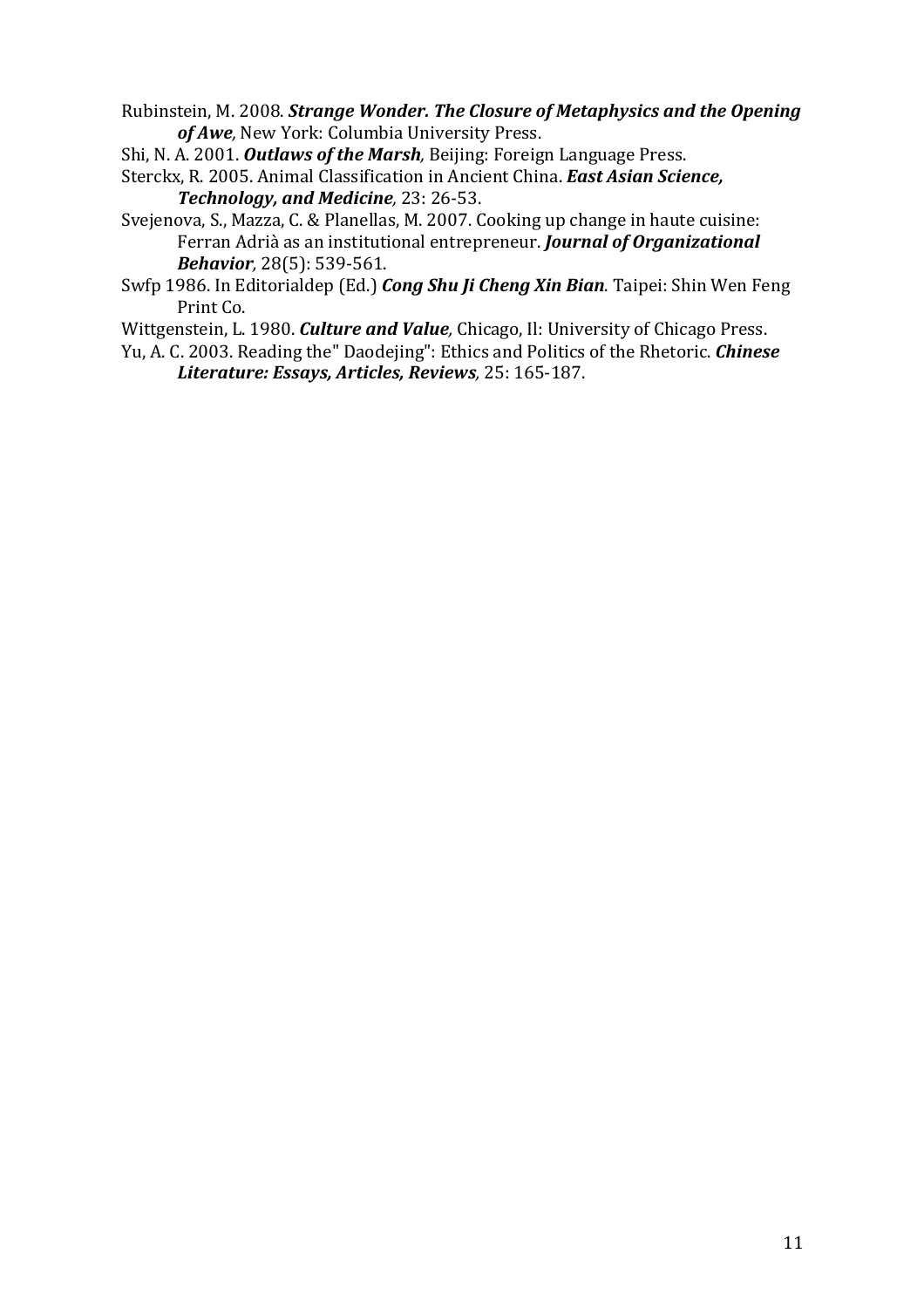Rubinstein, M. 2008. ***Strange Wonder. The Closure of Metaphysics and the Opening of Awe**,* New York: Columbia University Press.

Shi, N. A. 2001. ***Outlaws of the Marsh**,* Beijing: Foreign Language Press.

Sterckx, R. 2005. Animal Classification in Ancient China. ***East Asian Science, Technology, and Medicine**,* 23: 26-53.

Svejenova, S., Mazza, C. & Planellas, M. 2007. Cooking up change in haute cuisine: Ferran Adrià as an institutional entrepreneur. ***Journal of Organizational Behavior***, 28(5): 539-561.

Swfp 1986. In Editorialdep (Ed.) ***Cong Shu Ji Cheng Xin Bian***. Taipei: Shin Wen Feng Print Co.

Wittgenstein, L. 1980. ***Culture and Value**,* Chicago, Il: University of Chicago Press.

Yu, A. C. 2003. Reading the" Daodejing": Ethics and Politics of the Rhetoric. ***Chinese Literature: Essays, Articles, Reviews**,* 25: 165-187.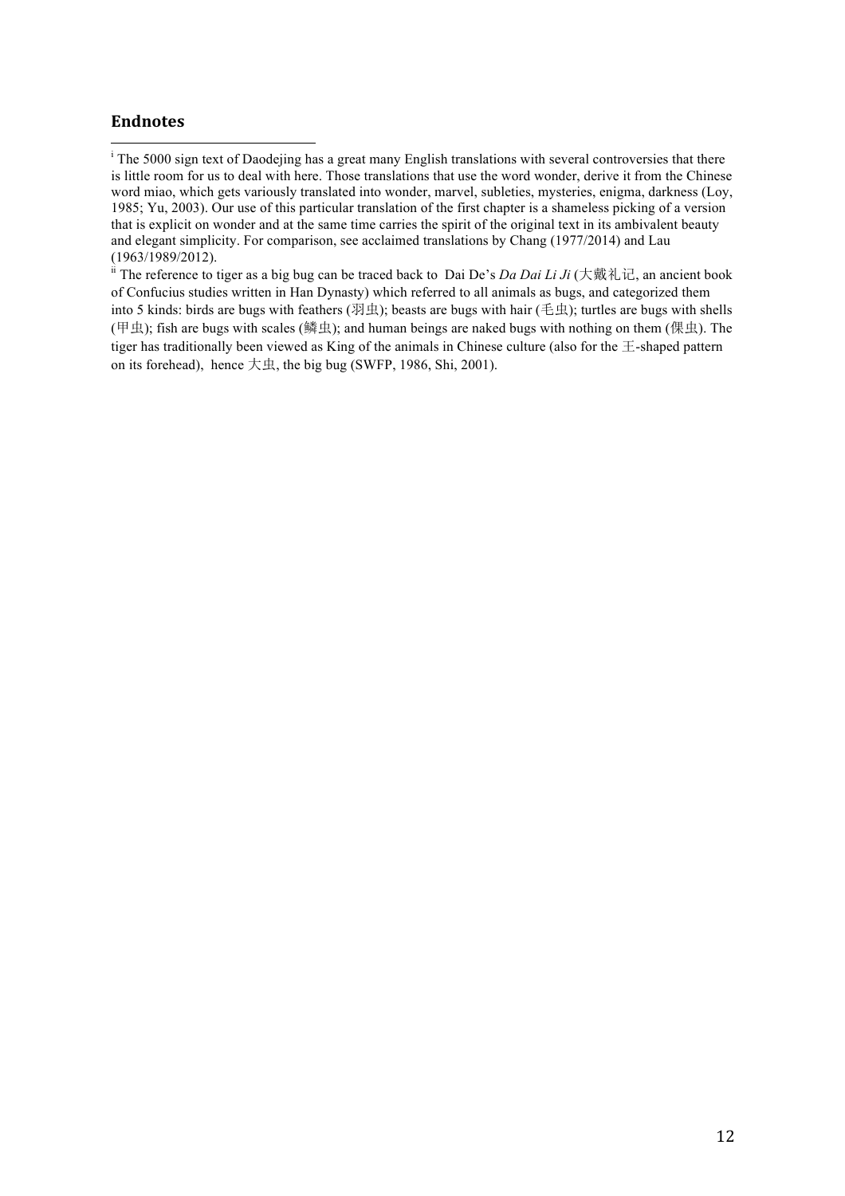## Endnotes

[i] The 5000 sign text of Daodejing has a great many English translations with several controversies that there is little room for us to deal with here. Those translations that use the word wonder, derive it from the Chinese word miao, which gets variously translated into wonder, marvel, subleties, mysteries, enigma, darkness (Loy, 1985; Yu, 2003). Our use of this particular translation of the first chapter is a shameless picking of a version that is explicit on wonder and at the same time carries the spirit of the original text in its ambivalent beauty and elegant simplicity. For comparison, see acclaimed translations by Chang (1977/2014) and Lau (1963/1989/2012).

[ii] The reference to tiger as a big bug can be traced back to Dai De's *Da Dai Li Ji* (大戴礼记, an ancient book of Confucius studies written in Han Dynasty) which referred to all animals as bugs, and categorized them into 5 kinds: birds are bugs with feathers (羽虫); beasts are bugs with hair (毛虫); turtles are bugs with shells (甲虫); fish are bugs with scales (鳞虫); and human beings are naked bugs with nothing on them (倮虫). The tiger has traditionally been viewed as King of the animals in Chinese culture (also for the 王-shaped pattern on its forehead), hence 大虫, the big bug (SWFP, 1986, Shi, 2001).